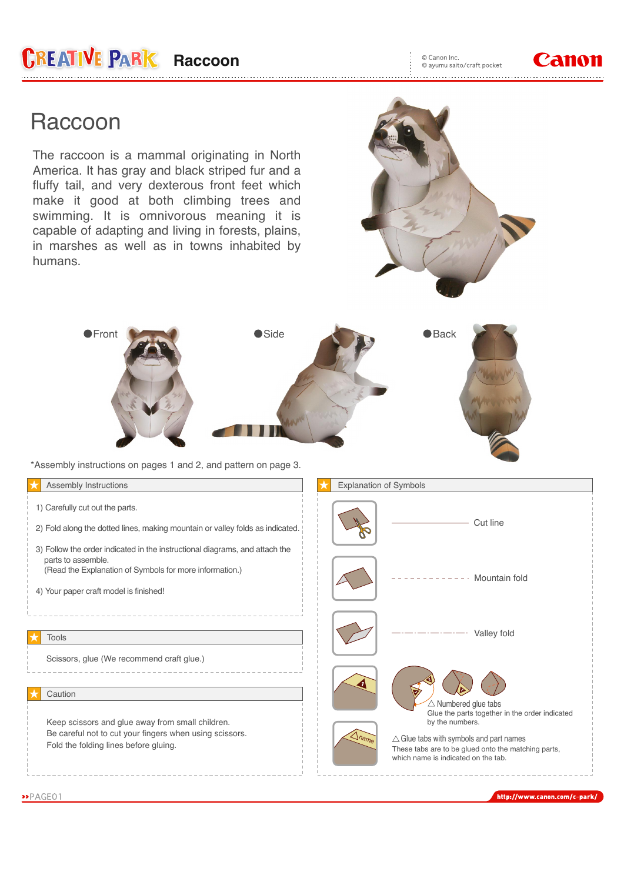# Raccoon

The raccoon is a mammal originating in North America. It has gray and black striped fur and a fluffy tail, and very dexterous front feet which make it good at both climbing trees and swimming. It is omnivorous meaning it is capable of adapting and living in forests, plains, in marshes as well as in towns inhabited by humans.

●Front ●Side ●Back

*Assembly instructions on pages 1 and 2, and pattern on page 3.

## Assembly Instructions

1) Carefully cut out the parts.

2) Fold along the dotted lines, making mountain or valley folds as indicated.

3) Follow the order indicated in the instructional diagrams, and attach the parts to assemble.
(Read the Explanation of Symbols for more information.)

4) Your paper craft model is finished!

## Tools

Scissors, glue (We recommend craft glue.)

## Caution

Keep scissors and glue away from small children.
Be careful not to cut your fingers when using scissors.
Fold the folding lines before gluing.

## Explanation of Symbols

Cut line

Mountain fold

Valley fold

△ Numbered glue tabs
Glue the parts together in the order indicated by the numbers.

△ Glue tabs with symbols and part names
These tabs are to be glued onto the matching parts, which name is indicated on the tab.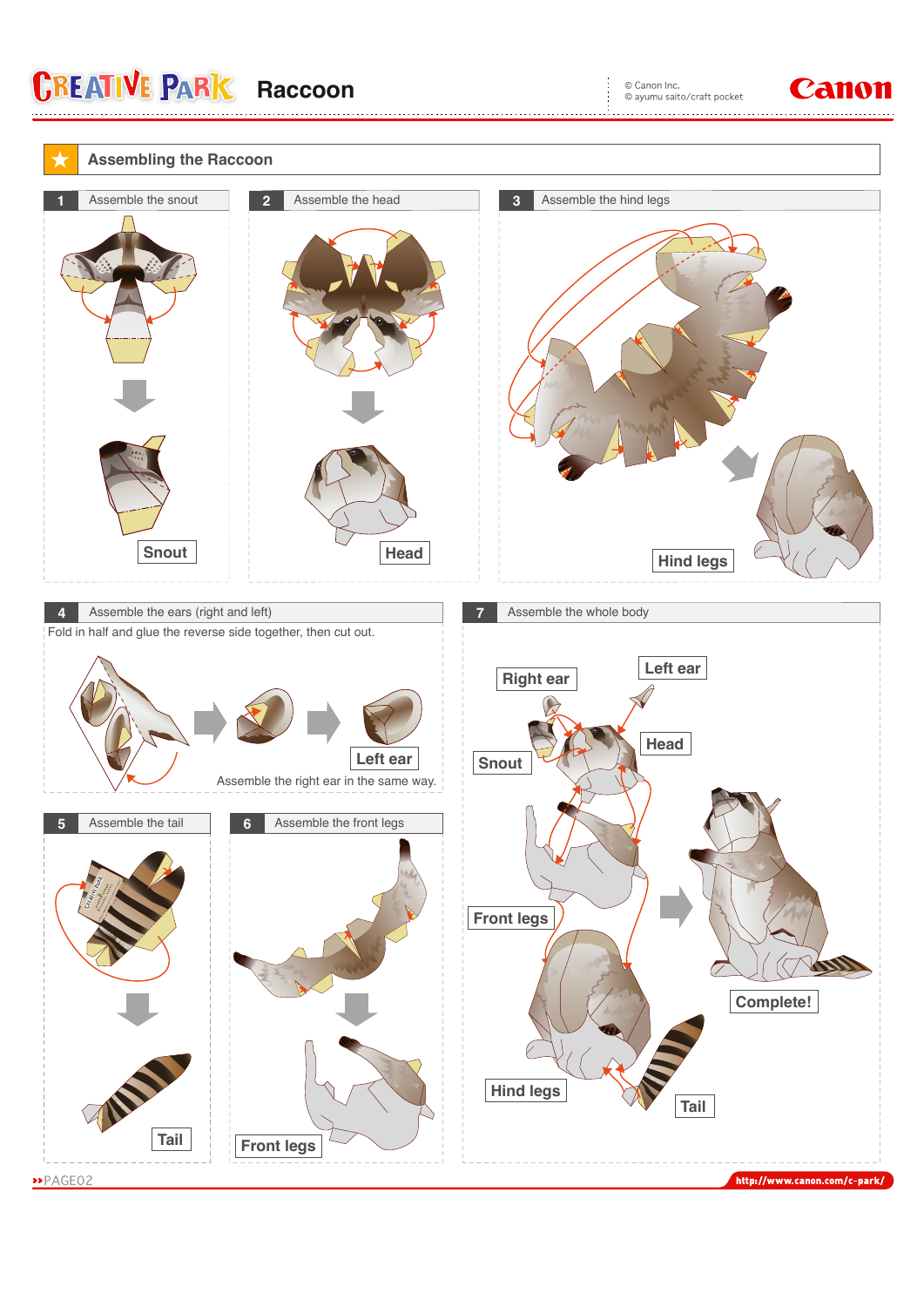# Raccoon

## Assembling the Raccoon

### 1 Assemble the snout

Snout

### 2 Assemble the head

Head

### 3 Assemble the hind legs

Hind legs

### 4 Assemble the ears (right and left)

Fold in half and glue the reverse side together, then cut out.

Left ear

Assemble the right ear in the same way.

### 5 Assemble the tail

Tail

### 6 Assemble the front legs

Front legs

### 7 Assemble the whole body

Right ear

Left ear

Head

Snout

Front legs

Hind legs

Tail

Complete!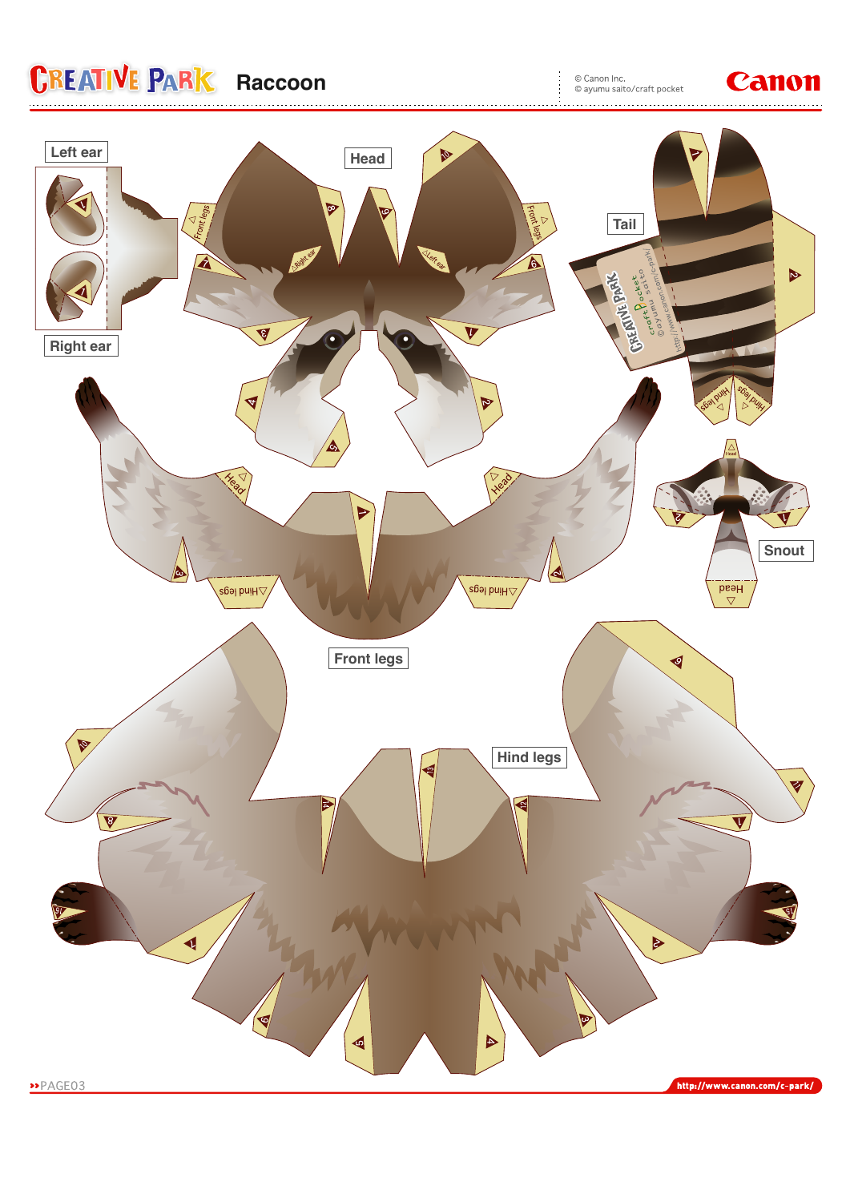# Raccoon

© Canon Inc.
© ayumu saito/craft pocket

Left ear

Right ear

Head

Tail

Snout

Front legs

Hind legs